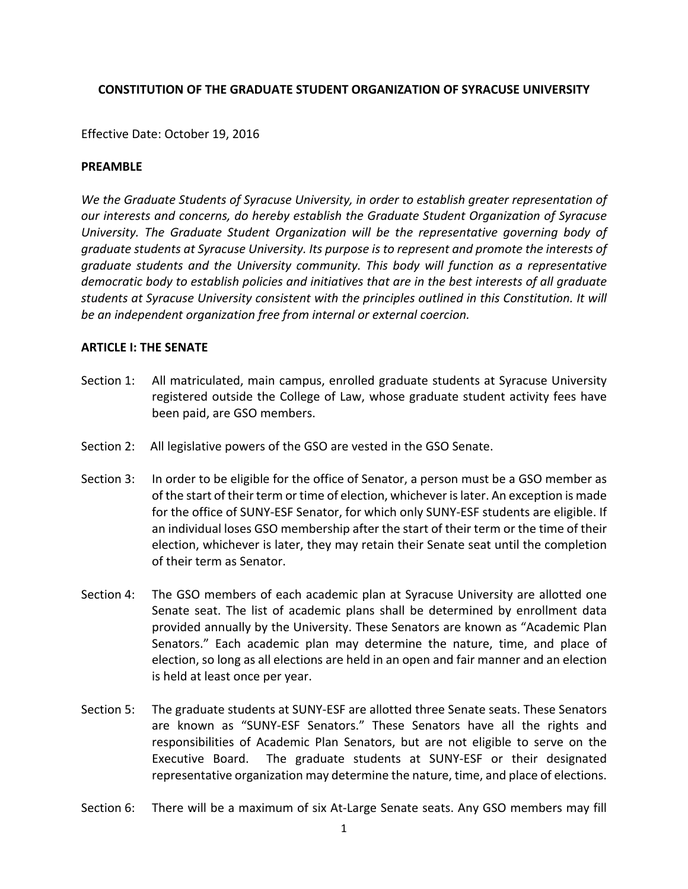# CONSTITUTION OF THE GRADUATE STUDENT ORGANIZATION OF SYRACUSE UNIVERSITY

Effective Date: October 19, 2016

## PREAMBLE

*We the Graduate Students of Syracuse University, in order to establish greater representation of our interests and concerns, do hereby establish the Graduate Student Organization of Syracuse University. The Graduate Student Organization will be the representative governing body of graduate students at Syracuse University. Its purpose is to represent and promote the interests of graduate students and the University community. This body will function as a representative democratic body to establish policies and initiatives that are in the best interests of all graduate students at Syracuse University consistent with the principles outlined in this Constitution. It will be an independent organization free from internal or external coercion.*

## ARTICLE I: THE SENATE

Section 1: All matriculated, main campus, enrolled graduate students at Syracuse University registered outside the College of Law, whose graduate student activity fees have been paid, are GSO members.

Section 2: All legislative powers of the GSO are vested in the GSO Senate.

Section 3: In order to be eligible for the office of Senator, a person must be a GSO member as of the start of their term or time of election, whichever is later. An exception is made for the office of SUNY-ESF Senator, for which only SUNY-ESF students are eligible. If an individual loses GSO membership after the start of their term or the time of their election, whichever is later, they may retain their Senate seat until the completion of their term as Senator.

Section 4: The GSO members of each academic plan at Syracuse University are allotted one Senate seat. The list of academic plans shall be determined by enrollment data provided annually by the University. These Senators are known as "Academic Plan Senators." Each academic plan may determine the nature, time, and place of election, so long as all elections are held in an open and fair manner and an election is held at least once per year.

Section 5: The graduate students at SUNY-ESF are allotted three Senate seats. These Senators are known as "SUNY-ESF Senators." These Senators have all the rights and responsibilities of Academic Plan Senators, but are not eligible to serve on the Executive Board. The graduate students at SUNY-ESF or their designated representative organization may determine the nature, time, and place of elections.

Section 6: There will be a maximum of six At-Large Senate seats. Any GSO members may fill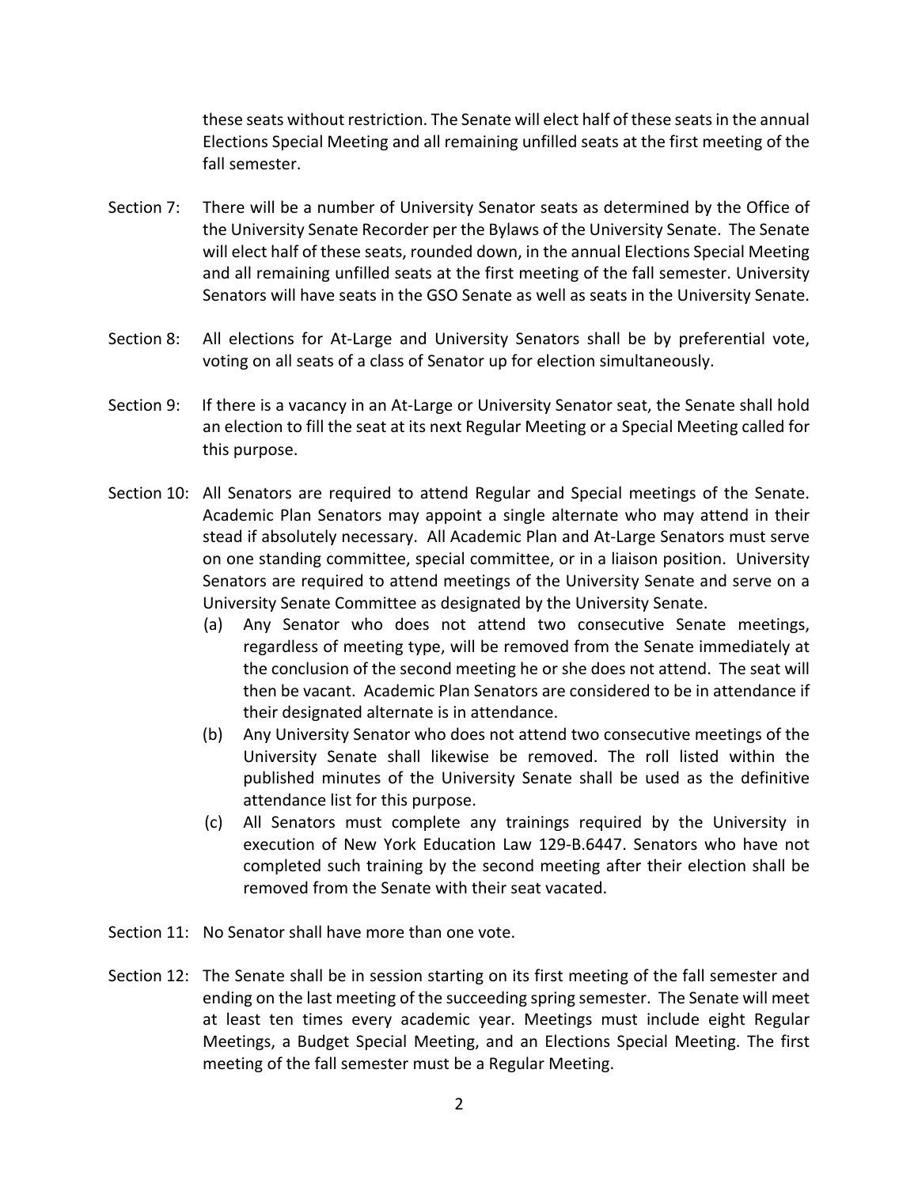these seats without restriction. The Senate will elect half of these seats in the annual Elections Special Meeting and all remaining unfilled seats at the first meeting of the fall semester.

Section 7: There will be a number of University Senator seats as determined by the Office of the University Senate Recorder per the Bylaws of the University Senate. The Senate will elect half of these seats, rounded down, in the annual Elections Special Meeting and all remaining unfilled seats at the first meeting of the fall semester. University Senators will have seats in the GSO Senate as well as seats in the University Senate.

Section 8: All elections for At-Large and University Senators shall be by preferential vote, voting on all seats of a class of Senator up for election simultaneously.

Section 9: If there is a vacancy in an At-Large or University Senator seat, the Senate shall hold an election to fill the seat at its next Regular Meeting or a Special Meeting called for this purpose.

Section 10: All Senators are required to attend Regular and Special meetings of the Senate. Academic Plan Senators may appoint a single alternate who may attend in their stead if absolutely necessary. All Academic Plan and At-Large Senators must serve on one standing committee, special committee, or in a liaison position. University Senators are required to attend meetings of the University Senate and serve on a University Senate Committee as designated by the University Senate.

(a) Any Senator who does not attend two consecutive Senate meetings, regardless of meeting type, will be removed from the Senate immediately at the conclusion of the second meeting he or she does not attend. The seat will then be vacant. Academic Plan Senators are considered to be in attendance if their designated alternate is in attendance.

(b) Any University Senator who does not attend two consecutive meetings of the University Senate shall likewise be removed. The roll listed within the published minutes of the University Senate shall be used as the definitive attendance list for this purpose.

(c) All Senators must complete any trainings required by the University in execution of New York Education Law 129-B.6447. Senators who have not completed such training by the second meeting after their election shall be removed from the Senate with their seat vacated.

Section 11: No Senator shall have more than one vote.

Section 12: The Senate shall be in session starting on its first meeting of the fall semester and ending on the last meeting of the succeeding spring semester. The Senate will meet at least ten times every academic year. Meetings must include eight Regular Meetings, a Budget Special Meeting, and an Elections Special Meeting. The first meeting of the fall semester must be a Regular Meeting.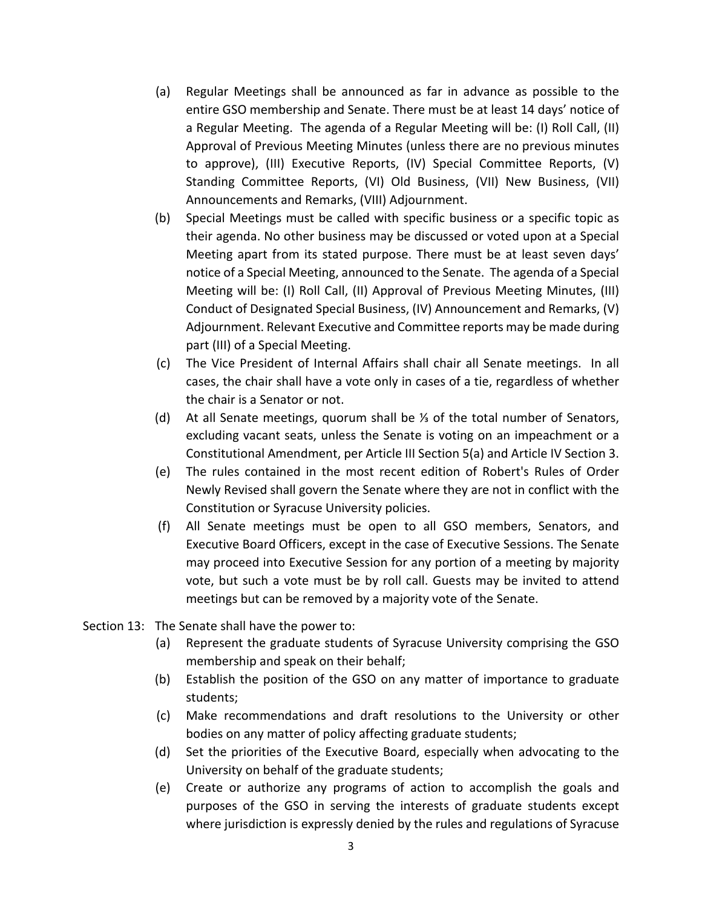(a) Regular Meetings shall be announced as far in advance as possible to the entire GSO membership and Senate. There must be at least 14 days' notice of a Regular Meeting. The agenda of a Regular Meeting will be: (I) Roll Call, (II) Approval of Previous Meeting Minutes (unless there are no previous minutes to approve), (III) Executive Reports, (IV) Special Committee Reports, (V) Standing Committee Reports, (VI) Old Business, (VII) New Business, (VII) Announcements and Remarks, (VIII) Adjournment.

(b) Special Meetings must be called with specific business or a specific topic as their agenda. No other business may be discussed or voted upon at a Special Meeting apart from its stated purpose. There must be at least seven days' notice of a Special Meeting, announced to the Senate. The agenda of a Special Meeting will be: (I) Roll Call, (II) Approval of Previous Meeting Minutes, (III) Conduct of Designated Special Business, (IV) Announcement and Remarks, (V) Adjournment. Relevant Executive and Committee reports may be made during part (III) of a Special Meeting.

(c) The Vice President of Internal Affairs shall chair all Senate meetings. In all cases, the chair shall have a vote only in cases of a tie, regardless of whether the chair is a Senator or not.

(d) At all Senate meetings, quorum shall be ⅓ of the total number of Senators, excluding vacant seats, unless the Senate is voting on an impeachment or a Constitutional Amendment, per Article III Section 5(a) and Article IV Section 3.

(e) The rules contained in the most recent edition of Robert's Rules of Order Newly Revised shall govern the Senate where they are not in conflict with the Constitution or Syracuse University policies.

(f) All Senate meetings must be open to all GSO members, Senators, and Executive Board Officers, except in the case of Executive Sessions. The Senate may proceed into Executive Session for any portion of a meeting by majority vote, but such a vote must be by roll call. Guests may be invited to attend meetings but can be removed by a majority vote of the Senate.

Section 13: The Senate shall have the power to:

(a) Represent the graduate students of Syracuse University comprising the GSO membership and speak on their behalf;

(b) Establish the position of the GSO on any matter of importance to graduate students;

(c) Make recommendations and draft resolutions to the University or other bodies on any matter of policy affecting graduate students;

(d) Set the priorities of the Executive Board, especially when advocating to the University on behalf of the graduate students;

(e) Create or authorize any programs of action to accomplish the goals and purposes of the GSO in serving the interests of graduate students except where jurisdiction is expressly denied by the rules and regulations of Syracuse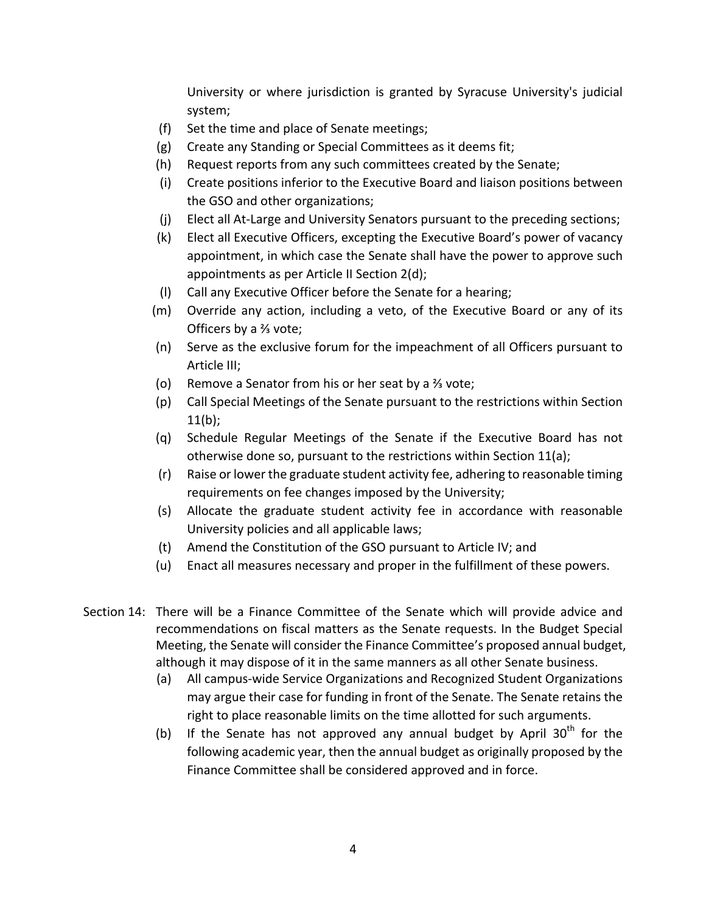University or where jurisdiction is granted by Syracuse University's judicial system;

- (f) Set the time and place of Senate meetings;
- (g) Create any Standing or Special Committees as it deems fit;
- (h) Request reports from any such committees created by the Senate;
- (i) Create positions inferior to the Executive Board and liaison positions between the GSO and other organizations;
- (j) Elect all At-Large and University Senators pursuant to the preceding sections;
- (k) Elect all Executive Officers, excepting the Executive Board's power of vacancy appointment, in which case the Senate shall have the power to approve such appointments as per Article II Section 2(d);
- (l) Call any Executive Officer before the Senate for a hearing;
- (m) Override any action, including a veto, of the Executive Board or any of its Officers by a ⅔ vote;
- (n) Serve as the exclusive forum for the impeachment of all Officers pursuant to Article III;
- (o) Remove a Senator from his or her seat by a ⅔ vote;
- (p) Call Special Meetings of the Senate pursuant to the restrictions within Section 11(b);
- (q) Schedule Regular Meetings of the Senate if the Executive Board has not otherwise done so, pursuant to the restrictions within Section 11(a);
- (r) Raise or lower the graduate student activity fee, adhering to reasonable timing requirements on fee changes imposed by the University;
- (s) Allocate the graduate student activity fee in accordance with reasonable University policies and all applicable laws;
- (t) Amend the Constitution of the GSO pursuant to Article IV; and
- (u) Enact all measures necessary and proper in the fulfillment of these powers.

Section 14: There will be a Finance Committee of the Senate which will provide advice and recommendations on fiscal matters as the Senate requests. In the Budget Special Meeting, the Senate will consider the Finance Committee's proposed annual budget, although it may dispose of it in the same manners as all other Senate business.

- (a) All campus-wide Service Organizations and Recognized Student Organizations may argue their case for funding in front of the Senate. The Senate retains the right to place reasonable limits on the time allotted for such arguments.
- (b) If the Senate has not approved any annual budget by April 30th for the following academic year, then the annual budget as originally proposed by the Finance Committee shall be considered approved and in force.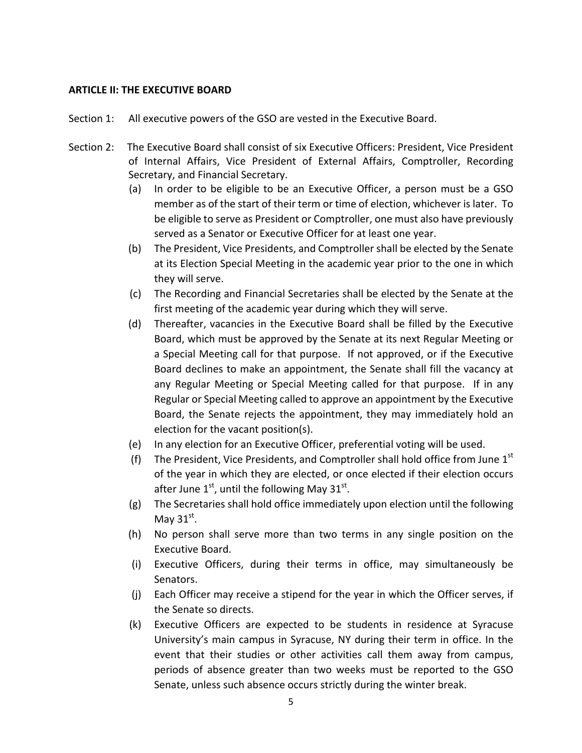**ARTICLE II: THE EXECUTIVE BOARD**

Section 1: All executive powers of the GSO are vested in the Executive Board.

Section 2: The Executive Board shall consist of six Executive Officers: President, Vice President of Internal Affairs, Vice President of External Affairs, Comptroller, Recording Secretary, and Financial Secretary.

(a) In order to be eligible to be an Executive Officer, a person must be a GSO member as of the start of their term or time of election, whichever is later. To be eligible to serve as President or Comptroller, one must also have previously served as a Senator or Executive Officer for at least one year.

(b) The President, Vice Presidents, and Comptroller shall be elected by the Senate at its Election Special Meeting in the academic year prior to the one in which they will serve.

(c) The Recording and Financial Secretaries shall be elected by the Senate at the first meeting of the academic year during which they will serve.

(d) Thereafter, vacancies in the Executive Board shall be filled by the Executive Board, which must be approved by the Senate at its next Regular Meeting or a Special Meeting call for that purpose. If not approved, or if the Executive Board declines to make an appointment, the Senate shall fill the vacancy at any Regular Meeting or Special Meeting called for that purpose. If in any Regular or Special Meeting called to approve an appointment by the Executive Board, the Senate rejects the appointment, they may immediately hold an election for the vacant position(s).

(e) In any election for an Executive Officer, preferential voting will be used.

(f) The President, Vice Presidents, and Comptroller shall hold office from June 1st of the year in which they are elected, or once elected if their election occurs after June 1st, until the following May 31st.

(g) The Secretaries shall hold office immediately upon election until the following May 31st.

(h) No person shall serve more than two terms in any single position on the Executive Board.

(i) Executive Officers, during their terms in office, may simultaneously be Senators.

(j) Each Officer may receive a stipend for the year in which the Officer serves, if the Senate so directs.

(k) Executive Officers are expected to be students in residence at Syracuse University's main campus in Syracuse, NY during their term in office. In the event that their studies or other activities call them away from campus, periods of absence greater than two weeks must be reported to the GSO Senate, unless such absence occurs strictly during the winter break.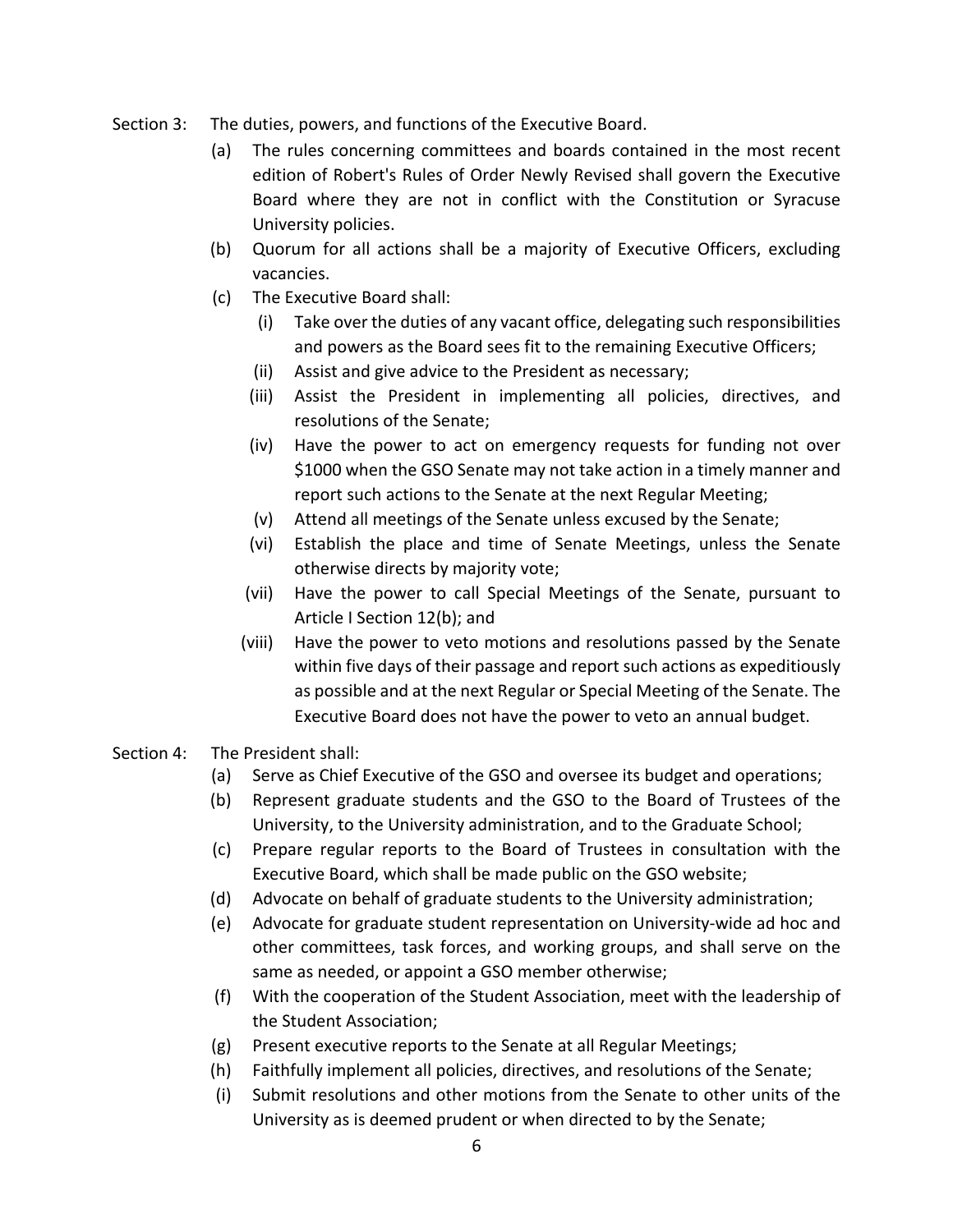Section 3: The duties, powers, and functions of the Executive Board.

(a) The rules concerning committees and boards contained in the most recent edition of Robert's Rules of Order Newly Revised shall govern the Executive Board where they are not in conflict with the Constitution or Syracuse University policies.

(b) Quorum for all actions shall be a majority of Executive Officers, excluding vacancies.

(c) The Executive Board shall:

(i) Take over the duties of any vacant office, delegating such responsibilities and powers as the Board sees fit to the remaining Executive Officers;

(ii) Assist and give advice to the President as necessary;

(iii) Assist the President in implementing all policies, directives, and resolutions of the Senate;

(iv) Have the power to act on emergency requests for funding not over $1000 when the GSO Senate may not take action in a timely manner and report such actions to the Senate at the next Regular Meeting;

(v) Attend all meetings of the Senate unless excused by the Senate;

(vi) Establish the place and time of Senate Meetings, unless the Senate otherwise directs by majority vote;

(vii) Have the power to call Special Meetings of the Senate, pursuant to Article I Section 12(b); and

(viii) Have the power to veto motions and resolutions passed by the Senate within five days of their passage and report such actions as expeditiously as possible and at the next Regular or Special Meeting of the Senate. The Executive Board does not have the power to veto an annual budget.

Section 4: The President shall:

(a) Serve as Chief Executive of the GSO and oversee its budget and operations;

(b) Represent graduate students and the GSO to the Board of Trustees of the University, to the University administration, and to the Graduate School;

(c) Prepare regular reports to the Board of Trustees in consultation with the Executive Board, which shall be made public on the GSO website;

(d) Advocate on behalf of graduate students to the University administration;

(e) Advocate for graduate student representation on University-wide ad hoc and other committees, task forces, and working groups, and shall serve on the same as needed, or appoint a GSO member otherwise;

(f) With the cooperation of the Student Association, meet with the leadership of the Student Association;

(g) Present executive reports to the Senate at all Regular Meetings;

(h) Faithfully implement all policies, directives, and resolutions of the Senate;

(i) Submit resolutions and other motions from the Senate to other units of the University as is deemed prudent or when directed to by the Senate;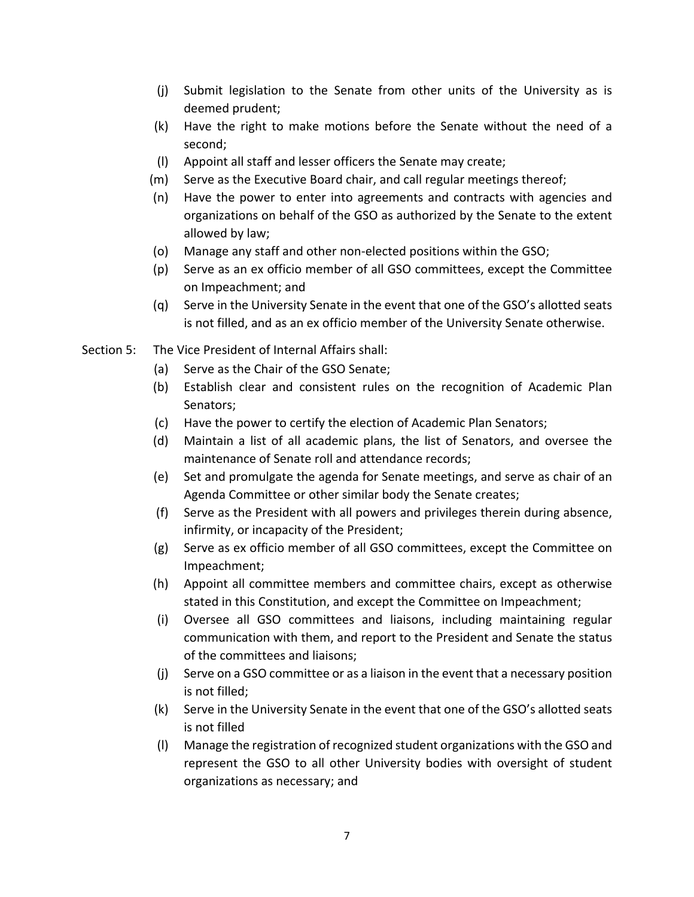(j) Submit legislation to the Senate from other units of the University as is deemed prudent;

(k) Have the right to make motions before the Senate without the need of a second;

(l) Appoint all staff and lesser officers the Senate may create;

(m) Serve as the Executive Board chair, and call regular meetings thereof;

(n) Have the power to enter into agreements and contracts with agencies and organizations on behalf of the GSO as authorized by the Senate to the extent allowed by law;

(o) Manage any staff and other non-elected positions within the GSO;

(p) Serve as an ex officio member of all GSO committees, except the Committee on Impeachment; and

(q) Serve in the University Senate in the event that one of the GSO's allotted seats is not filled, and as an ex officio member of the University Senate otherwise.

Section 5: The Vice President of Internal Affairs shall:

(a) Serve as the Chair of the GSO Senate;

(b) Establish clear and consistent rules on the recognition of Academic Plan Senators;

(c) Have the power to certify the election of Academic Plan Senators;

(d) Maintain a list of all academic plans, the list of Senators, and oversee the maintenance of Senate roll and attendance records;

(e) Set and promulgate the agenda for Senate meetings, and serve as chair of an Agenda Committee or other similar body the Senate creates;

(f) Serve as the President with all powers and privileges therein during absence, infirmity, or incapacity of the President;

(g) Serve as ex officio member of all GSO committees, except the Committee on Impeachment;

(h) Appoint all committee members and committee chairs, except as otherwise stated in this Constitution, and except the Committee on Impeachment;

(i) Oversee all GSO committees and liaisons, including maintaining regular communication with them, and report to the President and Senate the status of the committees and liaisons;

(j) Serve on a GSO committee or as a liaison in the event that a necessary position is not filled;

(k) Serve in the University Senate in the event that one of the GSO's allotted seats is not filled

(l) Manage the registration of recognized student organizations with the GSO and represent the GSO to all other University bodies with oversight of student organizations as necessary; and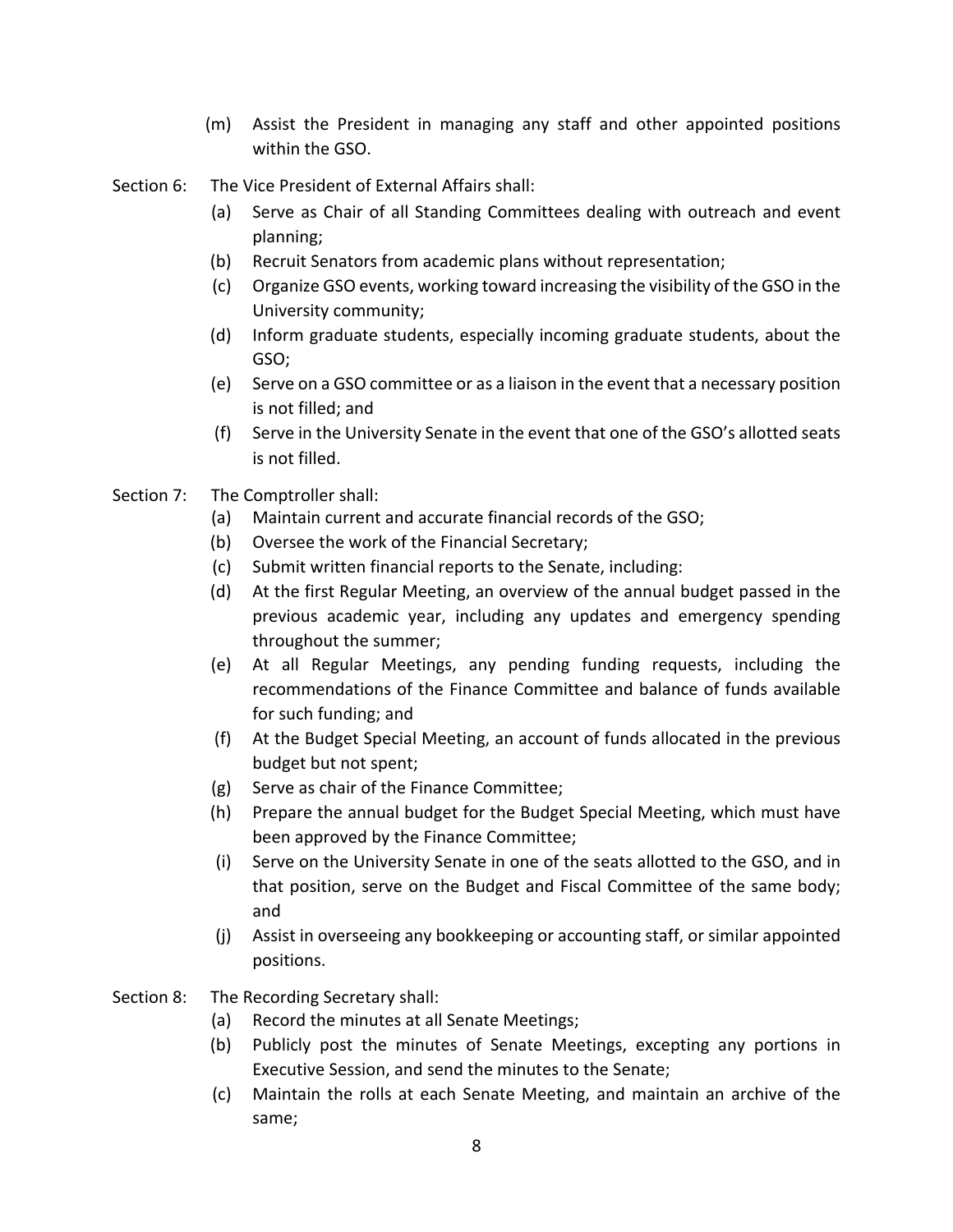(m) Assist the President in managing any staff and other appointed positions within the GSO.

Section 6: The Vice President of External Affairs shall:

(a) Serve as Chair of all Standing Committees dealing with outreach and event planning;
(b) Recruit Senators from academic plans without representation;
(c) Organize GSO events, working toward increasing the visibility of the GSO in the University community;
(d) Inform graduate students, especially incoming graduate students, about the GSO;
(e) Serve on a GSO committee or as a liaison in the event that a necessary position is not filled; and
(f) Serve in the University Senate in the event that one of the GSO's allotted seats is not filled.

Section 7: The Comptroller shall:

(a) Maintain current and accurate financial records of the GSO;
(b) Oversee the work of the Financial Secretary;
(c) Submit written financial reports to the Senate, including:
(d) At the first Regular Meeting, an overview of the annual budget passed in the previous academic year, including any updates and emergency spending throughout the summer;
(e) At all Regular Meetings, any pending funding requests, including the recommendations of the Finance Committee and balance of funds available for such funding; and
(f) At the Budget Special Meeting, an account of funds allocated in the previous budget but not spent;
(g) Serve as chair of the Finance Committee;
(h) Prepare the annual budget for the Budget Special Meeting, which must have been approved by the Finance Committee;
(i) Serve on the University Senate in one of the seats allotted to the GSO, and in that position, serve on the Budget and Fiscal Committee of the same body; and
(j) Assist in overseeing any bookkeeping or accounting staff, or similar appointed positions.

Section 8: The Recording Secretary shall:

(a) Record the minutes at all Senate Meetings;
(b) Publicly post the minutes of Senate Meetings, excepting any portions in Executive Session, and send the minutes to the Senate;
(c) Maintain the rolls at each Senate Meeting, and maintain an archive of the same;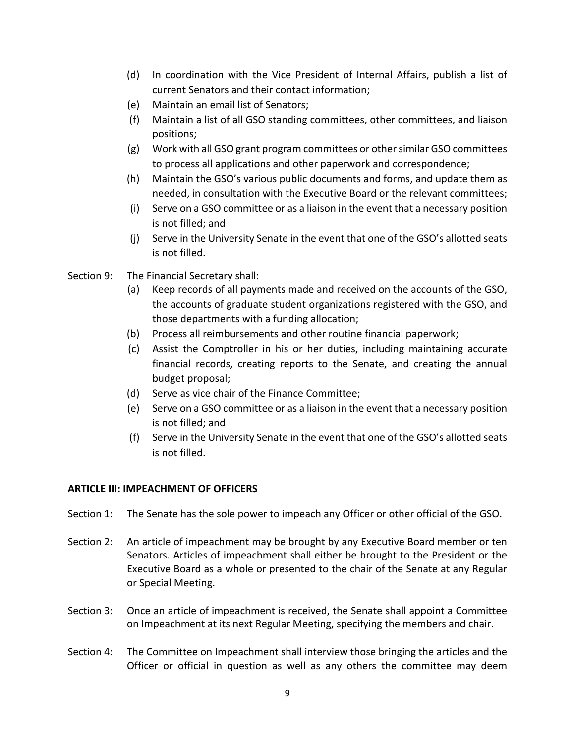(d) In coordination with the Vice President of Internal Affairs, publish a list of current Senators and their contact information;

(e) Maintain an email list of Senators;

(f) Maintain a list of all GSO standing committees, other committees, and liaison positions;

(g) Work with all GSO grant program committees or other similar GSO committees to process all applications and other paperwork and correspondence;

(h) Maintain the GSO's various public documents and forms, and update them as needed, in consultation with the Executive Board or the relevant committees;

(i) Serve on a GSO committee or as a liaison in the event that a necessary position is not filled; and

(j) Serve in the University Senate in the event that one of the GSO's allotted seats is not filled.

Section 9: The Financial Secretary shall:

(a) Keep records of all payments made and received on the accounts of the GSO, the accounts of graduate student organizations registered with the GSO, and those departments with a funding allocation;

(b) Process all reimbursements and other routine financial paperwork;

(c) Assist the Comptroller in his or her duties, including maintaining accurate financial records, creating reports to the Senate, and creating the annual budget proposal;

(d) Serve as vice chair of the Finance Committee;

(e) Serve on a GSO committee or as a liaison in the event that a necessary position is not filled; and

(f) Serve in the University Senate in the event that one of the GSO's allotted seats is not filled.

## ARTICLE III: IMPEACHMENT OF OFFICERS

Section 1: The Senate has the sole power to impeach any Officer or other official of the GSO.

Section 2: An article of impeachment may be brought by any Executive Board member or ten Senators. Articles of impeachment shall either be brought to the President or the Executive Board as a whole or presented to the chair of the Senate at any Regular or Special Meeting.

Section 3: Once an article of impeachment is received, the Senate shall appoint a Committee on Impeachment at its next Regular Meeting, specifying the members and chair.

Section 4: The Committee on Impeachment shall interview those bringing the articles and the Officer or official in question as well as any others the committee may deem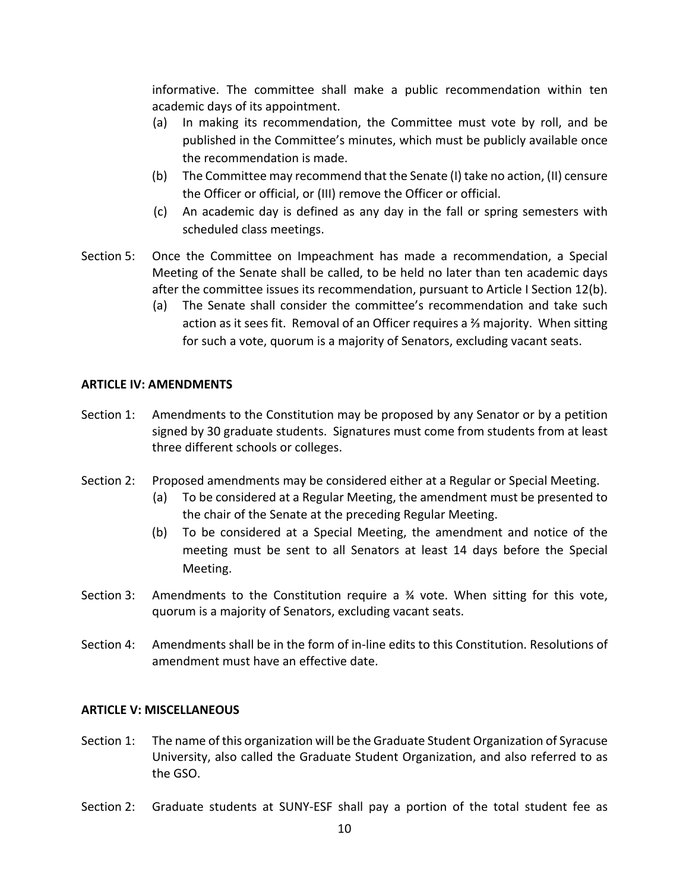informative. The committee shall make a public recommendation within ten academic days of its appointment.

(a) In making its recommendation, the Committee must vote by roll, and be published in the Committee's minutes, which must be publicly available once the recommendation is made.

(b) The Committee may recommend that the Senate (I) take no action, (II) censure the Officer or official, or (III) remove the Officer or official.

(c) An academic day is defined as any day in the fall or spring semesters with scheduled class meetings.

Section 5: Once the Committee on Impeachment has made a recommendation, a Special Meeting of the Senate shall be called, to be held no later than ten academic days after the committee issues its recommendation, pursuant to Article I Section 12(b).

(a) The Senate shall consider the committee's recommendation and take such action as it sees fit. Removal of an Officer requires a ⅔ majority. When sitting for such a vote, quorum is a majority of Senators, excluding vacant seats.

**ARTICLE IV: AMENDMENTS**

Section 1: Amendments to the Constitution may be proposed by any Senator or by a petition signed by 30 graduate students. Signatures must come from students from at least three different schools or colleges.

Section 2: Proposed amendments may be considered either at a Regular or Special Meeting.

(a) To be considered at a Regular Meeting, the amendment must be presented to the chair of the Senate at the preceding Regular Meeting.

(b) To be considered at a Special Meeting, the amendment and notice of the meeting must be sent to all Senators at least 14 days before the Special Meeting.

Section 3: Amendments to the Constitution require a ¾ vote. When sitting for this vote, quorum is a majority of Senators, excluding vacant seats.

Section 4: Amendments shall be in the form of in-line edits to this Constitution. Resolutions of amendment must have an effective date.

**ARTICLE V: MISCELLANEOUS**

Section 1: The name of this organization will be the Graduate Student Organization of Syracuse University, also called the Graduate Student Organization, and also referred to as the GSO.

Section 2: Graduate students at SUNY-ESF shall pay a portion of the total student fee as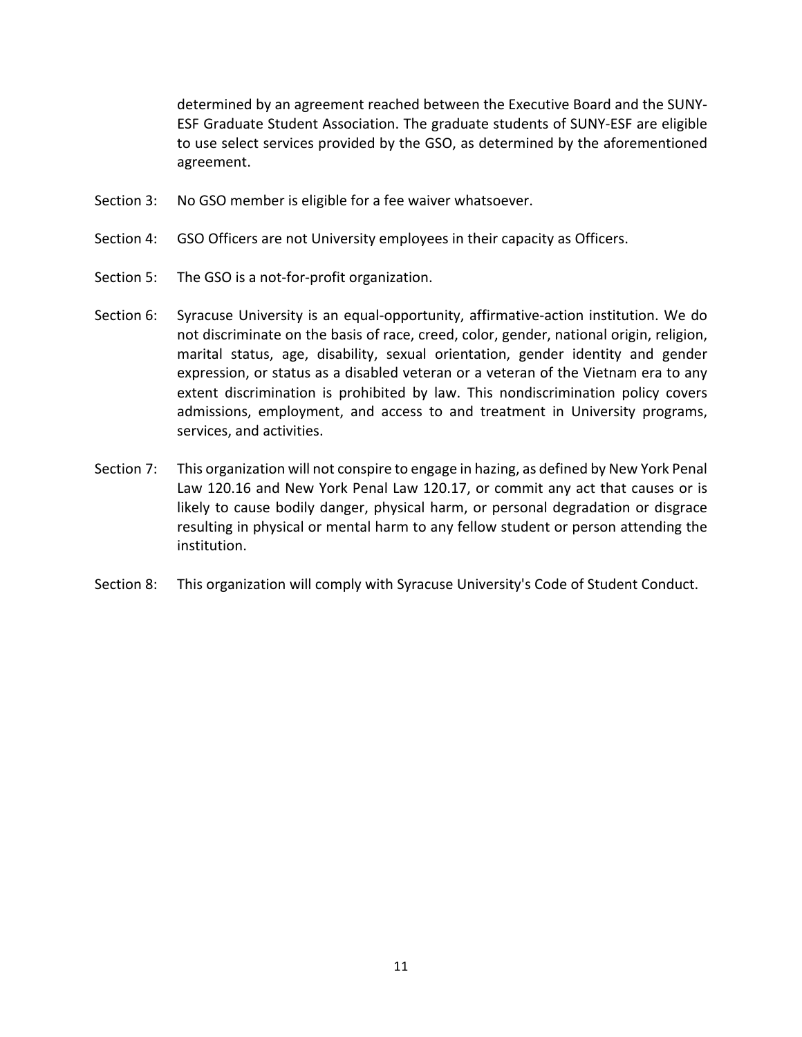determined by an agreement reached between the Executive Board and the SUNY-ESF Graduate Student Association. The graduate students of SUNY-ESF are eligible to use select services provided by the GSO, as determined by the aforementioned agreement.

Section 3: No GSO member is eligible for a fee waiver whatsoever.

Section 4: GSO Officers are not University employees in their capacity as Officers.

Section 5: The GSO is a not-for-profit organization.

Section 6: Syracuse University is an equal-opportunity, affirmative-action institution. We do not discriminate on the basis of race, creed, color, gender, national origin, religion, marital status, age, disability, sexual orientation, gender identity and gender expression, or status as a disabled veteran or a veteran of the Vietnam era to any extent discrimination is prohibited by law. This nondiscrimination policy covers admissions, employment, and access to and treatment in University programs, services, and activities.

Section 7: This organization will not conspire to engage in hazing, as defined by New York Penal Law 120.16 and New York Penal Law 120.17, or commit any act that causes or is likely to cause bodily danger, physical harm, or personal degradation or disgrace resulting in physical or mental harm to any fellow student or person attending the institution.

Section 8: This organization will comply with Syracuse University's Code of Student Conduct.